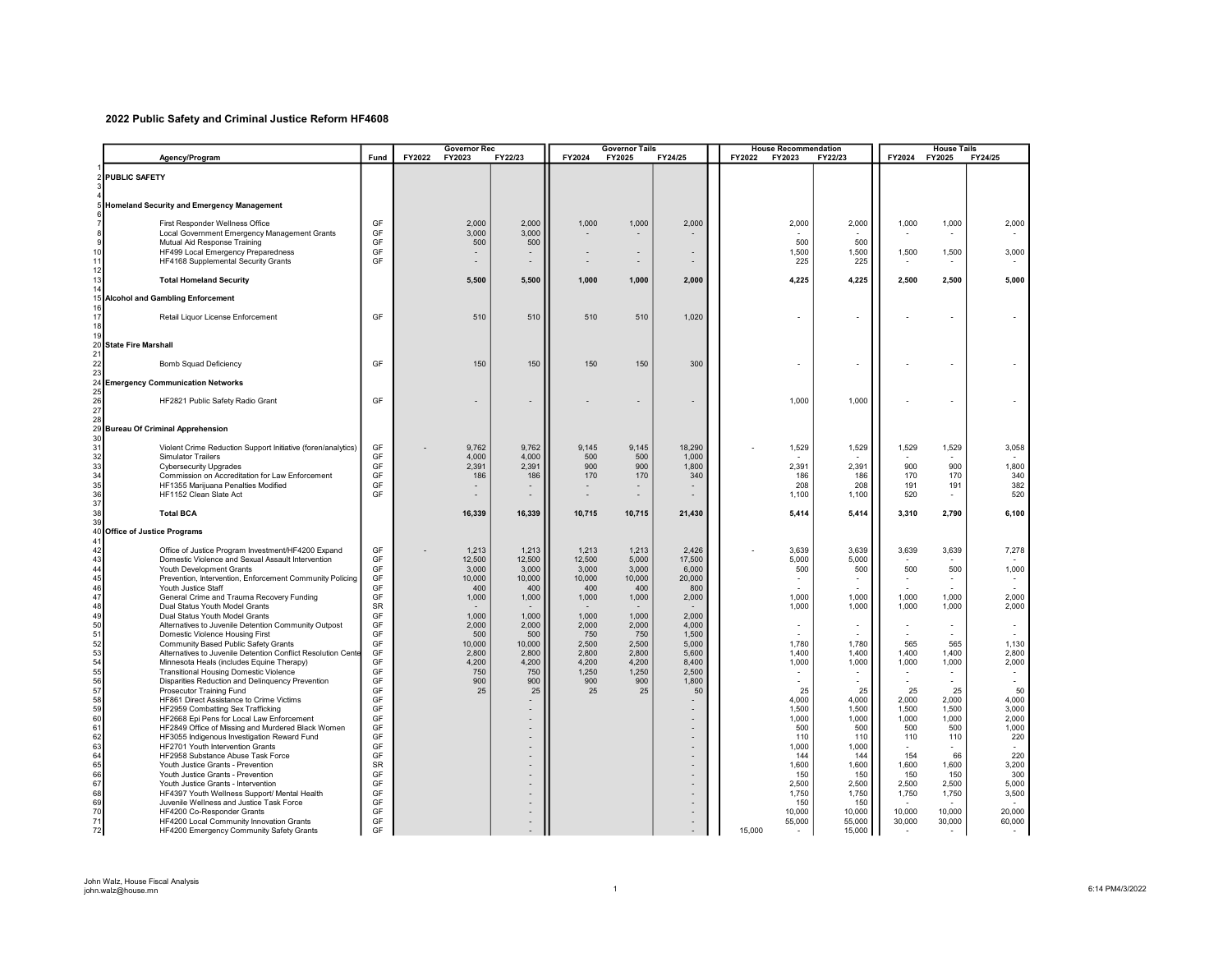## 2022 Public Safety and Criminal Justice Reform HF4608

| | Agency/Program | Fund | Governor Rec FY2022 | Governor Rec FY2023 | Governor Rec FY22/23 | Governor Tails FY2024 | Governor Tails FY2025 | Governor Tails FY24/25 | House Recommendation FY2022 | House Recommendation FY2023 | House Recommendation FY22/23 | House Tails FY2024 | House Tails FY2025 | House Tails FY24/25 |
|---|---|---|---|---|---|---|---|---|---|---|---|---|---|---|
| 2 | **PUBLIC SAFETY** | | | | | | | | | | | | | |
| 5 | **Homeland Security and Emergency Management** | | | | | | | | | | | | | |
| 7 | First Responder Wellness Office | GF | | 2,000 | 2,000 | 1,000 | 1,000 | 2,000 | | 2,000 | 2,000 | 1,000 | 1,000 | 2,000 |
| 8 | Local Government Emergency Management Grants | GF | | 3,000 | 3,000 | - | - | - | | - | - | - | - | - |
| 9 | Mutual Aid Response Training | GF | | 500 | 500 | | | | | 500 | 500 | | | |
| 10 | HF499 Local Emergency Preparedness | GF | | - | - | - | - | - | | 1,500 | 1,500 | 1,500 | 1,500 | 3,000 |
| 11 | HF4168 Supplemental Security Grants | GF | | - | - | - | - | - | | 225 | 225 | - | - | - |
| 13 | **Total Homeland Security** | | | **5,500** | **5,500** | **1,000** | **1,000** | **2,000** | | **4,225** | **4,225** | **2,500** | **2,500** | **5,000** |
| 15 | **Alcohol and Gambling Enforcement** | | | | | | | | | | | | | |
| 17 | Retail Liquor License Enforcement | GF | | 510 | 510 | 510 | 510 | 1,020 | | - | - | - | - | - |
| 20 | **State Fire Marshall** | | | | | | | | | | | | | |
| 22 | Bomb Squad Deficiency | GF | | 150 | 150 | 150 | 150 | 300 | | - | - | - | - | - |
| 24 | **Emergency Communication Networks** | | | | | | | | | | | | | |
| 26 | HF2821 Public Safety Radio Grant | GF | | - | - | - | - | - | | 1,000 | 1,000 | - | - | - |
| 29 | **Bureau Of Criminal Apprehension** | | | | | | | | | | | | | |
| 31 | Violent Crime Reduction Support Initiative (foren/analytics) | GF | - | 9,762 | 9,762 | 9,145 | 9,145 | 18,290 | - | 1,529 | 1,529 | 1,529 | 1,529 | 3,058 |
| 32 | Simulator Trailers | GF | | 4,000 | 4,000 | 500 | 500 | 1,000 | | - | - | - | - | - |
| 33 | Cybersecurity Upgrades | GF | | 2,391 | 2,391 | 900 | 900 | 1,800 | | 2,391 | 2,391 | 900 | 900 | 1,800 |
| 34 | Commission on Accreditation for Law Enforcement | GF | | 186 | 186 | 170 | 170 | 340 | | 186 | 186 | 170 | 170 | 340 |
| 35 | HF1355 Marijuana Penalties Modified | GF | | - | - | - | - | - | | 208 | 208 | 191 | 191 | 382 |
| 36 | HF1152 Clean Slate Act | GF | | - | - | - | - | - | | 1,100 | 1,100 | 520 | - | 520 |
| 38 | **Total BCA** | | | **16,339** | **16,339** | **10,715** | **10,715** | **21,430** | | **5,414** | **5,414** | **3,310** | **2,790** | **6,100** |
| 40 | **Office of Justice Programs** | | | | | | | | | | | | | |
| 42 | Office of Justice Program Investment/HF4200 Expand | GF | - | 1,213 | 1,213 | 1,213 | 1,213 | 2,426 | - | 3,639 | 3,639 | 3,639 | 3,639 | 7,278 |
| 43 | Domestic Violence and Sexual Assault Intervention | GF | | 12,500 | 12,500 | 12,500 | 5,000 | 17,500 | | 5,000 | 5,000 | - | - | - |
| 44 | Youth Development Grants | GF | | 3,000 | 3,000 | 3,000 | 3,000 | 6,000 | | 500 | 500 | 500 | 500 | 1,000 |
| 45 | Prevention, Intervention, Enforcement Community Policing | GF | | 10,000 | 10,000 | 10,000 | 10,000 | 20,000 | | - | - | - | - | - |
| 46 | Youth Justice Staff | GF | | 400 | 400 | 400 | 400 | 800 | | - | - | - | - | - |
| 47 | General Crime and Trauma Recovery Funding | GF | | 1,000 | 1,000 | 1,000 | 1,000 | 2,000 | | 1,000 | 1,000 | 1,000 | 1,000 | 2,000 |
| 48 | Dual Status Youth Model Grants | SR | | - | - | - | - | - | | 1,000 | 1,000 | 1,000 | 1,000 | 2,000 |
| 49 | Dual Status Youth Model Grants | GF | | 1,000 | 1,000 | 1,000 | 1,000 | 2,000 | | | | | | |
| 50 | Alternatives to Juvenile Detention Community Outpost | GF | | 2,000 | 2,000 | 2,000 | 2,000 | 4,000 | | - | - | - | - | - |
| 51 | Domestic Violence Housing First | GF | | 500 | 500 | 750 | 750 | 1,500 | | - | - | - | - | - |
| 52 | Community Based Public Safety Grants | GF | | 10,000 | 10,000 | 2,500 | 2,500 | 5,000 | | 1,780 | 1,780 | 565 | 565 | 1,130 |
| 53 | Alternatives to Juvenile Detention Conflict Resolution Cente | GF | | 2,800 | 2,800 | 2,800 | 2,800 | 5,600 | | 1,400 | 1,400 | 1,400 | 1,400 | 2,800 |
| 54 | Minnesota Heals (includes Equine Therapy) | GF | | 4,200 | 4,200 | 4,200 | 4,200 | 8,400 | | 1,000 | 1,000 | 1,000 | 1,000 | 2,000 |
| 55 | Transitional Housing Domestic Violence | GF | | 750 | 750 | 1,250 | 1,250 | 2,500 | | - | - | - | - | - |
| 56 | Disparities Reduction and Delinquency Prevention | GF | | 900 | 900 | 900 | 900 | 1,800 | | - | - | - | - | - |
| 57 | Prosecutor Training Fund | GF | | 25 | 25 | 25 | 25 | 50 | | 25 | 25 | 25 | 25 | 50 |
| 58 | HF861 Direct Assistance to Crime Victims | GF | | | - | | | - | | 4,000 | 4,000 | 2,000 | 2,000 | 4,000 |
| 59 | HF2959 Combatting Sex Trafficking | GF | | | - | | | - | | 1,500 | 1,500 | 1,500 | 1,500 | 3,000 |
| 60 | HF2668 Epi Pens for Local Law Enforcement | GF | | | - | | | - | | 1,000 | 1,000 | 1,000 | 1,000 | 2,000 |
| 61 | HF2849 Office of Missing and Murdered Black Women | GF | | | - | | | - | | 500 | 500 | 500 | 500 | 1,000 |
| 62 | HF3055 Indigenous Investigation Reward Fund | GF | | | - | | | - | | 110 | 110 | 110 | 110 | 220 |
| 63 | HF2701 Youth Intervention Grants | GF | | | - | | | - | | 1,000 | 1,000 | - | - | - |
| 64 | HF2958 Substance Abuse Task Force | GF | | | - | | | - | | 144 | 144 | 154 | 66 | 220 |
| 65 | Youth Justice Grants - Prevention | SR | | | - | | | - | | 1,600 | 1,600 | 1,600 | 1,600 | 3,200 |
| 66 | Youth Justice Grants - Prevention | GF | | | - | | | - | | 150 | 150 | 150 | 150 | 300 |
| 67 | Youth Justice Grants - Intervention | GF | | | - | | | - | | 2,500 | 2,500 | 2,500 | 2,500 | 5,000 |
| 68 | HF4397 Youth Wellness Support/ Mental Health | GF | | | - | | | - | | 1,750 | 1,750 | 1,750 | 1,750 | 3,500 |
| 69 | Juvenile Wellness and Justice Task Force | GF | | | - | | | - | | 150 | 150 | - | - | - |
| 70 | HF4200 Co-Responder Grants | GF | | | - | | | - | | 10,000 | 10,000 | 10,000 | 10,000 | 20,000 |
| 71 | HF4200 Local Community Innovation Grants | GF | | | - | | | - | | 55,000 | 55,000 | 30,000 | 30,000 | 60,000 |
| 72 | HF4200 Emergency Community Safety Grants | GF | | | - | | | - | 15,000 | - | 15,000 | - | - | - |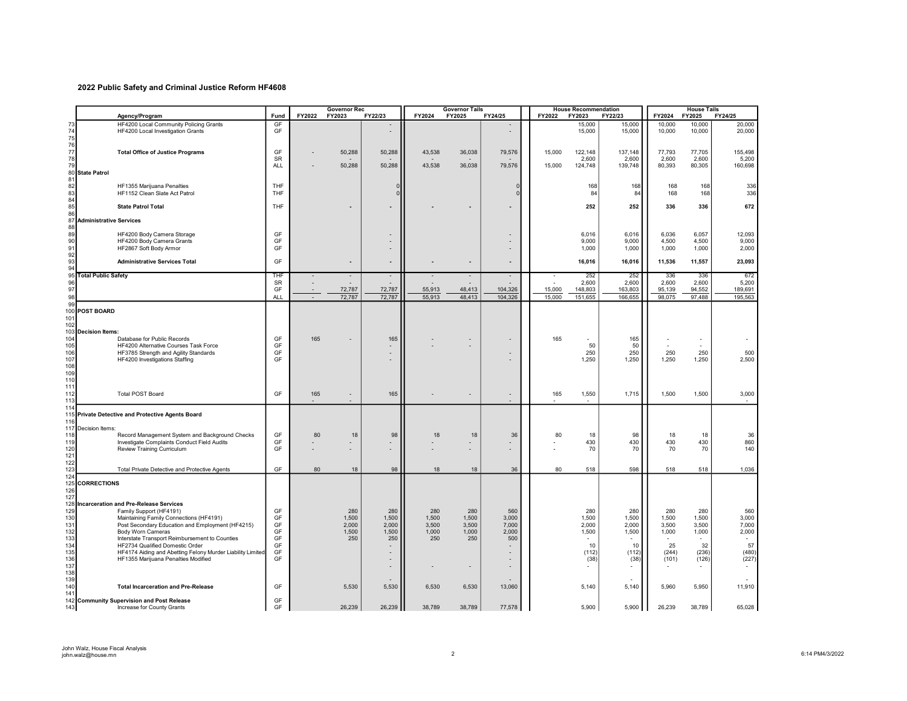## 2022 Public Safety and Criminal Justice Reform HF4608

| | Agency/Program | Fund | Governor Rec FY2022 | Governor Rec FY2023 | Governor Rec FY22/23 | Governor Tails FY2024 | Governor Tails FY2025 | Governor Tails FY24/25 | House Recommendation FY2022 | House Recommendation FY2023 | House Recommendation FY22/23 | House Tails FY2024 | House Tails FY2025 | House Tails FY24/25 |
|---|---|---|---|---|---|---|---|---|---|---|---|---|---|---|
| 73 | HF4200 Local Community Policing Grants | GF | | | - | | | - | | 15,000 | 15,000 | 10,000 | 10,000 | 20,000 |
| 74 | HF4200 Local Investigation Grants | GF | | | - | | | - | | 15,000 | 15,000 | 10,000 | 10,000 | 20,000 |
| 75 | | | | | | | | | | | | | | |
| 76 | | | | | | | | | | | | | | |
| 77 | **Total Office of Justice Programs** | GF | - | 50,288 | 50,288 | 43,538 | 36,038 | 79,576 | 15,000 | 122,148 | 137,148 | 77,793 | 77,705 | 155,498 |
| 78 | | SR | | - | - | - | - | - | | 2,600 | 2,600 | 2,600 | 2,600 | 5,200 |
| 79 | | ALL | - | 50,288 | 50,288 | 43,538 | 36,038 | 79,576 | 15,000 | 124,748 | 139,748 | 80,393 | 80,305 | 160,698 |
| 80 | **State Patrol** | | | | | | | | | | | | | |
| 81 | | | | | | | | | | | | | | |
| 82 | HF1355 Marijuana Penalties | THF | | | 0 | | | 0 | | 168 | 168 | 168 | 168 | 336 |
| 83 | HF1152 Clean Slate Act Patrol | THF | | | 0 | | | 0 | | 84 | 84 | 168 | 168 | 336 |
| 84 | | | | | | | | | | | | | | |
| 85 | **State Patrol Total** | THF | | - | - | - | - | - | | 252 | 252 | 336 | 336 | 672 |
| 86 | | | | | | | | | | | | | | |
| 87 | **Administrative Services** | | | | | | | | | | | | | |
| 88 | | | | | | | | | | | | | | |
| 89 | HF4200 Body Camera Storage | GF | | | - | | | - | | 6,016 | 6,016 | 6,036 | 6,057 | 12,093 |
| 90 | HF4200 Body Camera Grants | GF | | | - | | | - | | 9,000 | 9,000 | 4,500 | 4,500 | 9,000 |
| 91 | HF2867 Soft Body Armor | GF | | | - | | | - | | 1,000 | 1,000 | 1,000 | 1,000 | 2,000 |
| 92 | | | | | | | | | | | | | | |
| 93 | **Administrative Services Total** | GF | | - | - | - | - | - | | 16,016 | 16,016 | 11,536 | 11,557 | 23,093 |
| 94 | | | | | | | | | | | | | | |
| 95 | **Total Public Safety** | THF | - | - | - | - | - | - | - | 252 | 252 | 336 | 336 | 672 |
| 96 | | SR | - | - | - | - | - | - | - | 2,600 | 2,600 | 2,600 | 2,600 | 5,200 |
| 97 | | GF | - | 72,787 | 72,787 | 55,913 | 48,413 | 104,326 | 15,000 | 148,803 | 163,803 | 95,139 | 94,552 | 189,691 |
| 98 | | ALL | - | 72,787 | 72,787 | 55,913 | 48,413 | 104,326 | 15,000 | 151,655 | 166,655 | 98,075 | 97,488 | 195,563 |
| 99 | | | | | | | | | | | | | | |
| 100 | **POST BOARD** | | | | | | | | | | | | | |
| 101 | | | | | | | | | | | | | | |
| 102 | | | | | | | | | | | | | | |
| 103 | **Decision Items:** | | | | | | | | | | | | | |
| 104 | Database for Public Records | GF | 165 | - | 165 | - | - | - | 165 | - | 165 | - | - | - |
| 105 | HF4200 Alternative Courses Task Force | GF | | | - | - | - | | | 50 | 50 | - | - | |
| 106 | HF3785 Strength and Agility Standards | GF | | | - | | | - | | 250 | 250 | 250 | 250 | 500 |
| 107 | HF4200 Investigations Staffing | GF | | | - | | | - | | 1,250 | 1,250 | 1,250 | 1,250 | 2,500 |
| 108 | | | | | | | | | | | | | | |
| 109 | | | | | | | | | | | | | | |
| 110 | | | | | | | | | | | | | | |
| 111 | | | | | | | | | | | | | | |
| 112 | Total POST Board | GF | 165 | - | 165 | - | - | - | 165 | 1,550 | 1,715 | 1,500 | 1,500 | 3,000 |
| 113 | | | - | - | | | | - | - | - | | | | - |
| 114 | | | | | | | | | | | | | | |
| 115 | **Private Detective and Protective Agents Board** | | | | | | | | | | | | | |
| 116 | | | | | | | | | | | | | | |
| 117 | Decision Items: | | | | | | | | | | | | | |
| 118 | Record Management System and Background Checks | GF | 80 | 18 | 98 | 18 | 18 | 36 | 80 | 18 | 98 | 18 | 18 | 36 |
| 119 | Investigate Complaints Conduct Field Audits | GF | - | - | - | - | - | - | - | 430 | 430 | 430 | 430 | 860 |
| 120 | Review Training Curriculum | GF | - | - | - | - | - | - | - | 70 | 70 | 70 | 70 | 140 |
| 121 | | | | | | | | | | | | | | |
| 122 | | | | | | | | | | | | | | |
| 123 | Total Private Detective and Protective Agents | GF | 80 | 18 | 98 | 18 | 18 | 36 | 80 | 518 | 598 | 518 | 518 | 1,036 |
| 124 | | | | | | | | | | | | | | |
| 125 | **CORRECTIONS** | | | | | | | | | | | | | |
| 126 | | | | | | | | | | | | | | |
| 127 | | | | | | | | | | | | | | |
| 128 | **Incarceration and Pre-Release Services** | | | | | | | | | | | | | |
| 129 | Family Support (HF4191) | GF | | 280 | 280 | 280 | 280 | 560 | | 280 | 280 | 280 | 280 | 560 |
| 130 | Maintaining Family Connections (HF4191) | GF | | 1,500 | 1,500 | 1,500 | 1,500 | 3,000 | | 1,500 | 1,500 | 1,500 | 1,500 | 3,000 |
| 131 | Post Secondary Education and Employment (HF4215) | GF | | 2,000 | 2,000 | 3,500 | 3,500 | 7,000 | | 2,000 | 2,000 | 3,500 | 3,500 | 7,000 |
| 132 | Body Worn Cameras | GF | | 1,500 | 1,500 | 1,000 | 1,000 | 2,000 | | 1,500 | 1,500 | 1,000 | 1,000 | 2,000 |
| 133 | Interstate Transport Reimbursement to Counties | GF | | 250 | 250 | 250 | 250 | 500 | | - | - | - | - | - |
| 134 | HF2734 Qualified Domestic Order | GF | | | - | | | - | | 10 | 10 | 25 | 32 | 57 |
| 135 | HF4174 Aiding and Abetting Felony Murder Liability Limited | GF | | | - | | | - | | (112) | (112) | (244) | (236) | (480) |
| 136 | HF1355 Marijuana Penalties Modified | GF | | | - | | | - | | (38) | (38) | (101) | (126) | (227) |
| 137 | | | | | - | - | - | - | | - | - | - | - | - |
| 138 | | | | | | | | | | | | | | |
| 139 | | | | | - | | | - | | | - | | | - |
| 140 | **Total Incarceration and Pre-Release** | GF | | 5,530 | 5,530 | 6,530 | 6,530 | 13,060 | | 5,140 | 5,140 | 5,960 | 5,950 | 11,910 |
| 141 | | | | | | | | | | | | | | |
| 142 | **Community Supervision and Post Release** | GF | | | | | | | | | | | | |
| 143 | Increase for County Grants | GF | | 26,239 | 26,239 | 38,789 | 38,789 | 77,578 | | 5,900 | 5,900 | 26,239 | 38,789 | 65,028 |

John Walz, House Fiscal Analysis
john.walz@house.mn

6:14 PM4/3/2022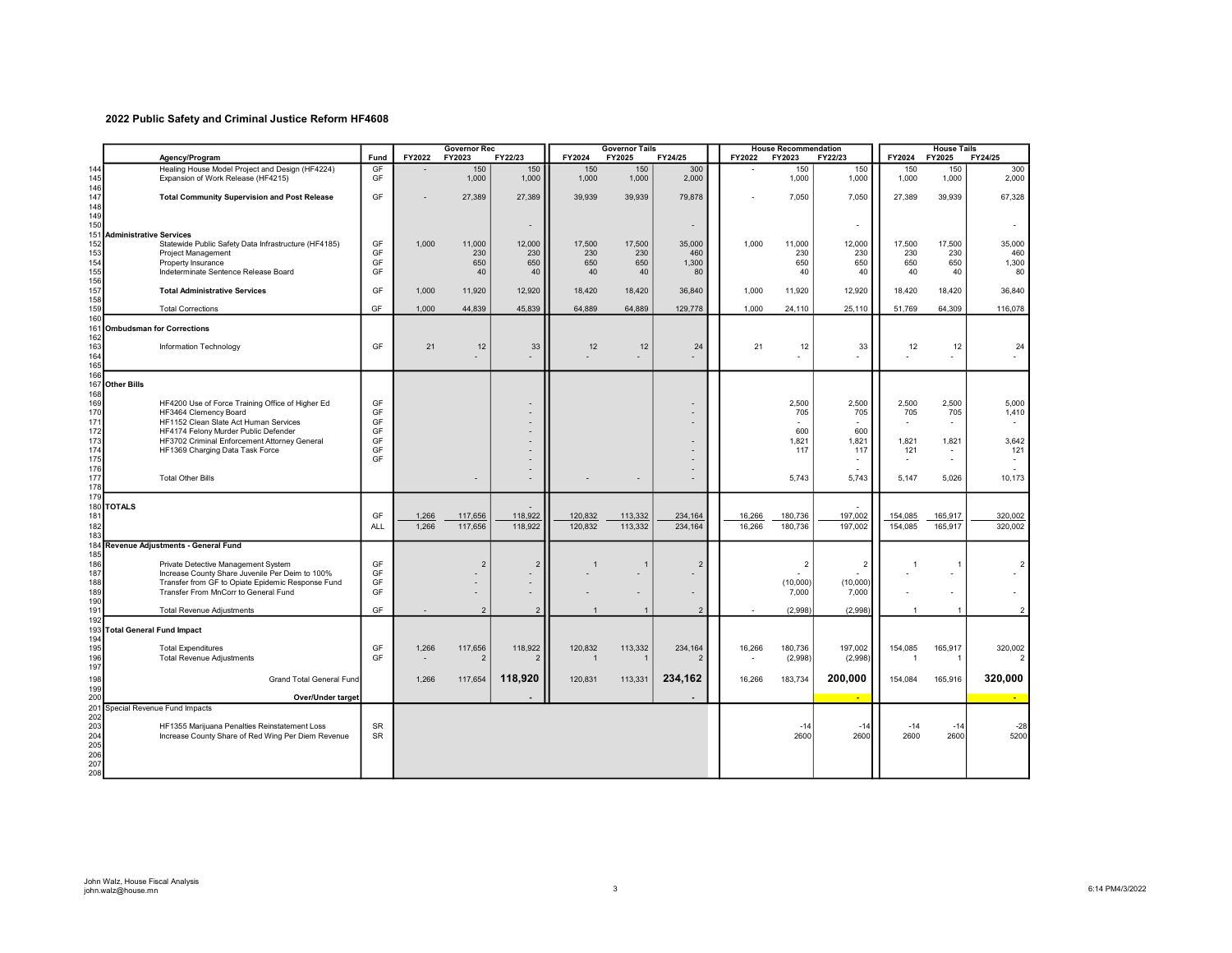## 2022 Public Safety and Criminal Justice Reform HF4608

| | Agency/Program | Fund | Governor Rec FY2022 | Governor Rec FY2023 | Governor Rec FY22/23 | Governor Tails FY2024 | Governor Tails FY2025 | Governor Tails FY24/25 | House Recommendation FY2022 | House Recommendation FY2023 | House Recommendation FY22/23 | House Tails FY2024 | House Tails FY2025 | House Tails FY24/25 |
|---|---|---|---|---|---|---|---|---|---|---|---|---|---|---|
| 144 | Healing House Model Project and Design (HF4224) | GF | - | 150 | 150 | 150 | 150 | 300 | - | 150 | 150 | 150 | 150 | 300 |
| 145 | Expansion of Work Release (HF4215) | GF | | 1,000 | 1,000 | 1,000 | 1,000 | 2,000 | | 1,000 | 1,000 | 1,000 | 1,000 | 2,000 |
| 146 | | | | | | | | | | | | | | |
| 147 | **Total Community Supervision and Post Release** | GF | - | 27,389 | 27,389 | 39,939 | 39,939 | 79,878 | - | 7,050 | 7,050 | 27,389 | 39,939 | 67,328 |
| 148 | | | | | | | | | | | | | | |
| 149 | | | | | | | | | | | | | | |
| 150 | | | | | - | | | - | | | - | | | - |
| 151 | **Administrative Services** | | | | | | | | | | | | | |
| 152 | Statewide Public Safety Data Infrastructure (HF4185) | GF | 1,000 | 11,000 | 12,000 | 17,500 | 17,500 | 35,000 | 1,000 | 11,000 | 12,000 | 17,500 | 17,500 | 35,000 |
| 153 | Project Management | GF | | 230 | 230 | 230 | 230 | 460 | | 230 | 230 | 230 | 230 | 460 |
| 154 | Property Insurance | GF | | 650 | 650 | 650 | 650 | 1,300 | | 650 | 650 | 650 | 650 | 1,300 |
| 155 | Indeterminate Sentence Release Board | GF | | 40 | 40 | 40 | 40 | 80 | | 40 | 40 | 40 | 40 | 80 |
| 156 | | | | | | | | | | | | | | |
| 157 | **Total Administrative Services** | GF | 1,000 | 11,920 | 12,920 | 18,420 | 18,420 | 36,840 | 1,000 | 11,920 | 12,920 | 18,420 | 18,420 | 36,840 |
| 158 | | | | | | | | | | | | | | |
| 159 | Total Corrections | GF | 1,000 | 44,839 | 45,839 | 64,889 | 64,889 | 129,778 | 1,000 | 24,110 | 25,110 | 51,769 | 64,309 | 116,078 |
| 160 | | | | | | | | | | | | | | |
| 161 | **Ombudsman for Corrections** | | | | | | | | | | | | | |
| 162 | | | | | | | | | | | | | | |
| 163 | Information Technology | GF | 21 | 12 | 33 | 12 | 12 | 24 | 21 | 12 | 33 | 12 | 12 | 24 |
| 164 | | | | - | - | - | - | - | | - | - | - | - | - |
| 165 | | | | | | | | | | | | | | |
| 166 | | | | | | | | | | | | | | |
| 167 | **Other Bills** | | | | | | | | | | | | | |
| 168 | | | | | | | | | | | | | | |
| 169 | HF4200 Use of Force Training Office of Higher Ed | GF | | | - | | | - | | 2,500 | 2,500 | 2,500 | 2,500 | 5,000 |
| 170 | HF3464 Clemency Board | GF | | | - | | | - | | 705 | 705 | 705 | 705 | 1,410 |
| 171 | HF1152 Clean Slate Act Human Services | GF | | | - | | | - | | - | - | - | - | - |
| 172 | HF4174 Felony Murder Public Defender | GF | | | - | | | | | 600 | 600 | | | |
| 173 | HF3702 Criminal Enforcement Attorney General | GF | | | - | | | - | | 1,821 | 1,821 | 1,821 | 1,821 | 3,642 |
| 174 | HF1369 Charging Data Task Force | GF | | | - | | | - | | 117 | 117 | 121 | - | 121 |
| 175 | | GF | | | - | | | - | | | - | - | - | - |
| 176 | | | | | - | | | - | | | - | | | - |
| 177 | Total Other Bills | | | - | - | - | - | - | | 5,743 | 5,743 | 5,147 | 5,026 | 10,173 |
| 178 | | | | | | | | | | | | | | |
| 179 | | | | | | | | | | | | | | |
| 180 | **TOTALS** | | | | - | | | | | | - | | | |
| 181 | | GF | 1,266 | 117,656 | 118,922 | 120,832 | 113,332 | 234,164 | 16,266 | 180,736 | 197,002 | 154,085 | 165,917 | 320,002 |
| 182 | | ALL | 1,266 | 117,656 | 118,922 | 120,832 | 113,332 | 234,164 | 16,266 | 180,736 | 197,002 | 154,085 | 165,917 | 320,002 |
| 183 | | | | | | | | | | | | | | |
| 184 | **Revenue Adjustments - General Fund** | | | | | | | | | | | | | |
| 185 | | | | | | | | | | | | | | |
| 186 | Private Detective Management System | GF | | 2 | 2 | 1 | 1 | 2 | | 2 | 2 | 1 | 1 | 2 |
| 187 | Increase County Share Juvenile Per Deim to 100% | GF | | - | - | - | - | - | | - | - | - | - | - |
| 188 | Transfer from GF to Opiate Epidemic Response Fund | GF | | - | - | | | | | (10,000) | (10,000) | | | |
| 189 | Transfer From MnCorr to General Fund | GF | | - | - | - | - | - | | 7,000 | 7,000 | - | - | - |
| 190 | | | | | | | | | | | | | | |
| 191 | Total Revenue Adjustments | GF | - | 2 | 2 | 1 | 1 | 2 | - | (2,998) | (2,998) | 1 | 1 | 2 |
| 192 | | | | | | | | | | | | | | |
| 193 | **Total General Fund Impact** | | | | | | | | | | | | | |
| 194 | | | | | | | | | | | | | | |
| 195 | Total Expenditures | GF | 1,266 | 117,656 | 118,922 | 120,832 | 113,332 | 234,164 | 16,266 | 180,736 | 197,002 | 154,085 | 165,917 | 320,002 |
| 196 | Total Revenue Adjustments | GF | - | 2 | 2 | 1 | 1 | 2 | - | (2,998) | (2,998) | 1 | 1 | 2 |
| 197 | | | | | | | | | | | | | | |
| 198 | Grand Total General Fund | | 1,266 | 117,654 | **118,920** | 120,831 | 113,331 | **234,162** | 16,266 | 183,734 | **200,000** | 154,084 | 165,916 | **320,000** |
| 199 | | | | | | | | | | | | | | |
| 200 | **Over/Under target** | | | | - | | | - | | | - | | | - |
| 201 | Special Revenue Fund Impacts | | | | | | | | | | | | | |
| 202 | | | | | | | | | | | | | | |
| 203 | HF1355 Marijuana Penalties Reinstatement Loss | SR | | | | | | | | -14 | -14 | -14 | -14 | -28 |
| 204 | Increase County Share of Red Wing Per Diem Revenue | SR | | | | | | | | 2600 | 2600 | 2600 | 2600 | 5200 |
| 205 | | | | | | | | | | | | | | |
| 206 | | | | | | | | | | | | | | |
| 207 | | | | | | | | | | | | | | |
| 208 | | | | | | | | | | | | | | |

John Walz, House Fiscal Analysis
john.walz@house.mn

6:14 PM4/3/2022